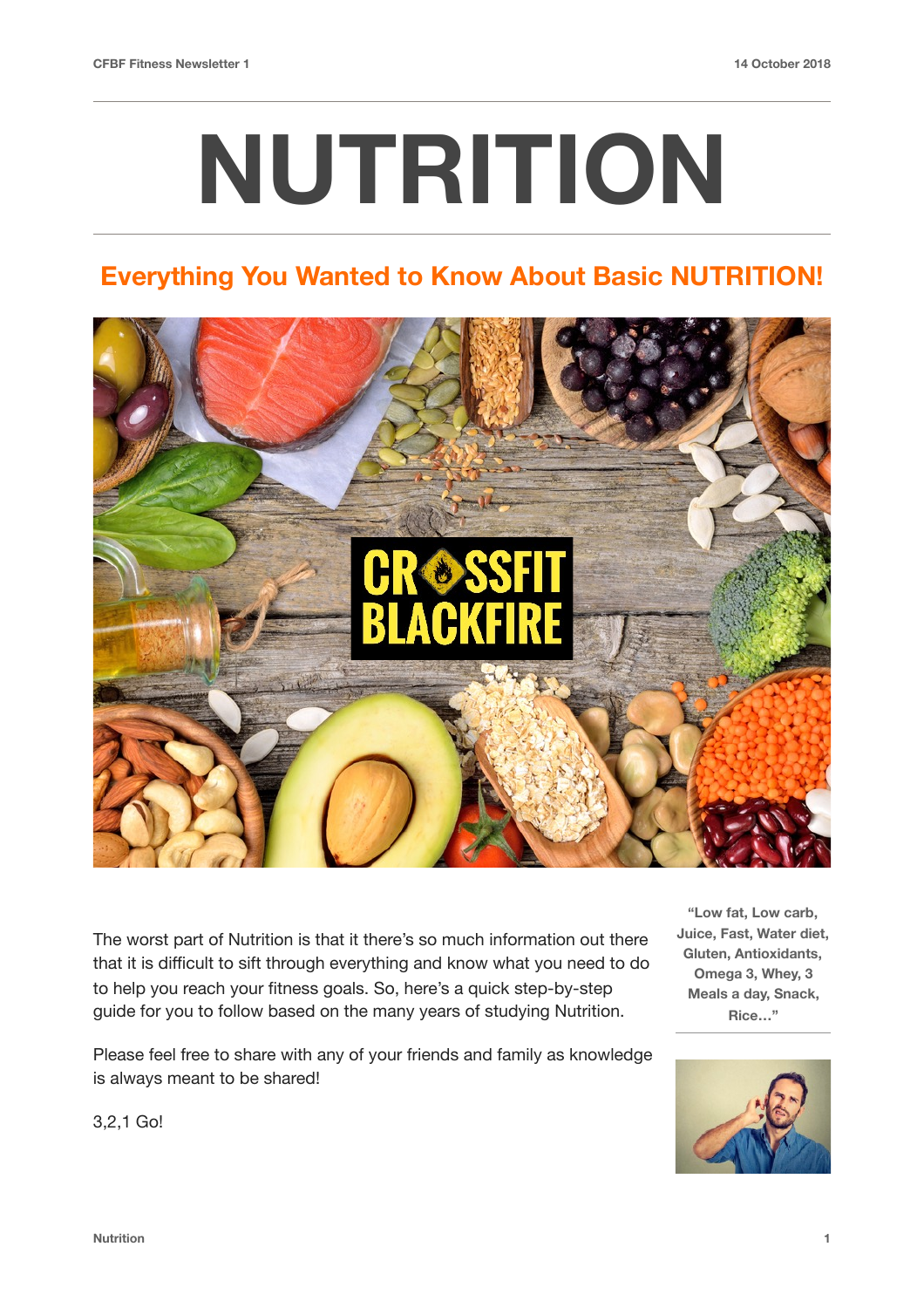# NUTRITION

## Everything You Wanted to Know About Basic NUTRITION!

The worst part of Nutrition is that it there's so much information out there that it is difficult to sift through everything and know what you need to do to help you reach your fitness goals. So, here's a quick step-by-step guide for you to follow based on the many years of studying Nutrition.

Please feel free to share with any of your friends and family as knowledge is always meant to be shared!

3,2,1 Go!

**"Low fat, Low carb, Juice, Fast, Water diet, Gluten, Antioxidants, Omega 3, Whey, 3 Meals a day, Snack, Rice…"**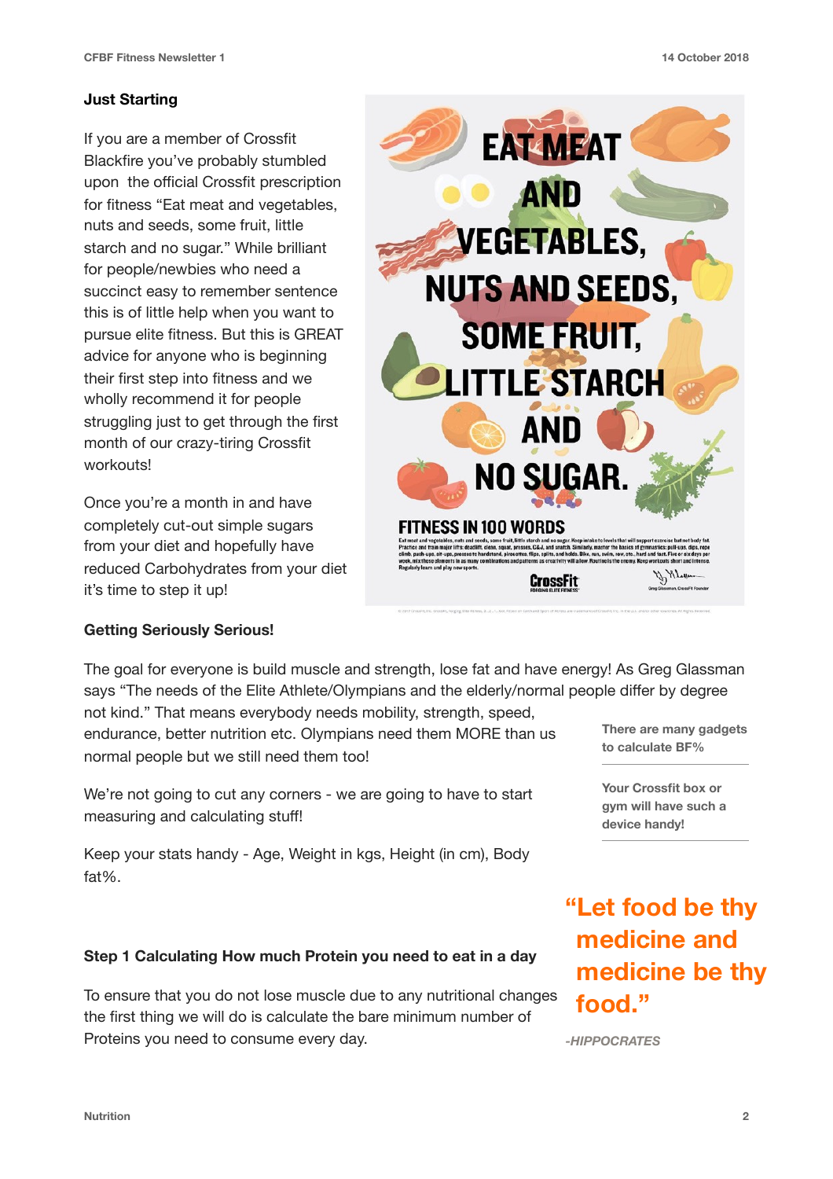### Just Starting

If you are a member of Crossfit Blackfire you've probably stumbled upon the official Crossfit prescription for fitness "Eat meat and vegetables, nuts and seeds, some fruit, little starch and no sugar." While brilliant for people/newbies who need a succinct easy to remember sentence this is of little help when you want to pursue elite fitness. But this is GREAT advice for anyone who is beginning their first step into fitness and we wholly recommend it for people struggling just to get through the first month of our crazy-tiring Crossfit workouts!

Once you're a month in and have completely cut-out simple sugars from your diet and hopefully have reduced Carbohydrates from your diet it's time to step it up!

### Getting Seriously Serious!

The goal for everyone is build muscle and strength, lose fat and have energy! As Greg Glassman says "The needs of the Elite Athlete/Olympians and the elderly/normal people differ by degree not kind." That means everybody needs mobility, strength, speed, endurance, better nutrition etc. Olympians need them MORE than us normal people but we still need them too!

We're not going to cut any corners - we are going to have to start measuring and calculating stuff!

Keep your stats handy - Age, Weight in kgs, Height (in cm), Body fat%.

**There are many gadgets to calculate BF%**

**Your Crossfit box or gym will have such a device handy!**

**"Let food be thy medicine and medicine be thy food."**

*-HIPPOCRATES*

### Step 1 Calculating How much Protein you need to eat in a day

To ensure that you do not lose muscle due to any nutritional changes the first thing we will do is calculate the bare minimum number of Proteins you need to consume every day.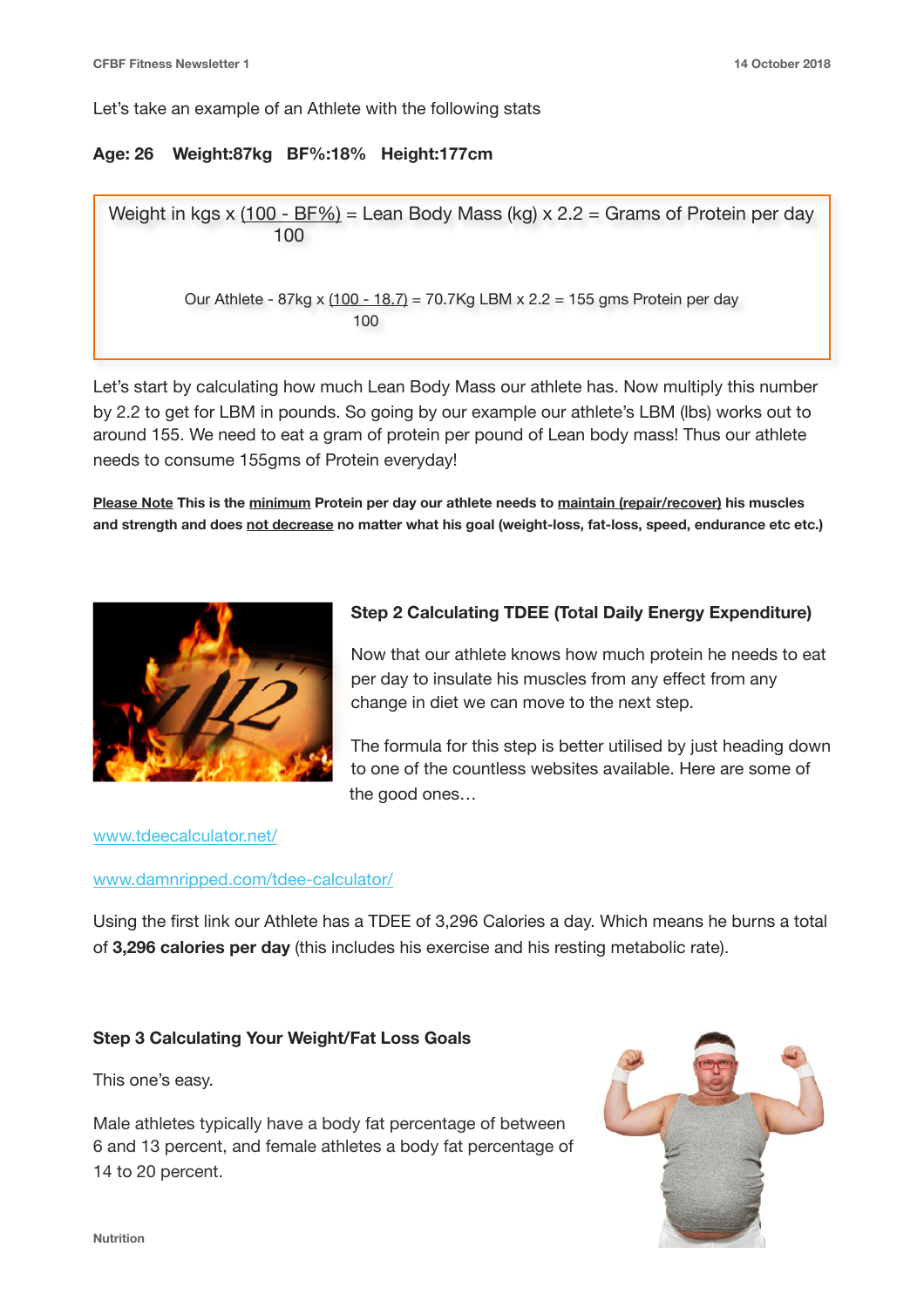Let's take an example of an Athlete with the following stats

**Age: 26 Weight:87kg BF%:18% Height:177cm**

$$\text{Weight in kgs} \times \frac{(100 - \text{BF\%})}{100} = \text{Lean Body Mass (kg)} \times 2.2 = \text{Grams of Protein per day}$$

$$\text{Our Athlete - } 87\text{kg} \times \frac{(100 - 18.7)}{100} = 70.7\text{Kg LBM} \times 2.2 = 155 \text{ gms Protein per day}$$

Let's start by calculating how much Lean Body Mass our athlete has. Now multiply this number by 2.2 to get for LBM in pounds. So going by our example our athlete's LBM (lbs) works out to around 155. We need to eat a gram of protein per pound of Lean body mass! Thus our athlete needs to consume 155gms of Protein everyday!

**Please Note This is the minimum Protein per day our athlete needs to maintain (repair/recover) his muscles and strength and does not decrease no matter what his goal (weight-loss, fat-loss, speed, endurance etc etc.)**

### Step 2 Calculating TDEE (Total Daily Energy Expenditure)

Now that our athlete knows how much protein he needs to eat per day to insulate his muscles from any effect from any change in diet we can move to the next step.

The formula for this step is better utilised by just heading down to one of the countless websites available. Here are some of the good ones…

www.tdeecalculator.net/

www.damnripped.com/tdee-calculator/

Using the first link our Athlete has a TDEE of 3,296 Calories a day. Which means he burns a total of **3,296 calories per day** (this includes his exercise and his resting metabolic rate).

### Step 3 Calculating Your Weight/Fat Loss Goals

This one's easy.

Male athletes typically have a body fat percentage of between 6 and 13 percent, and female athletes a body fat percentage of 14 to 20 percent.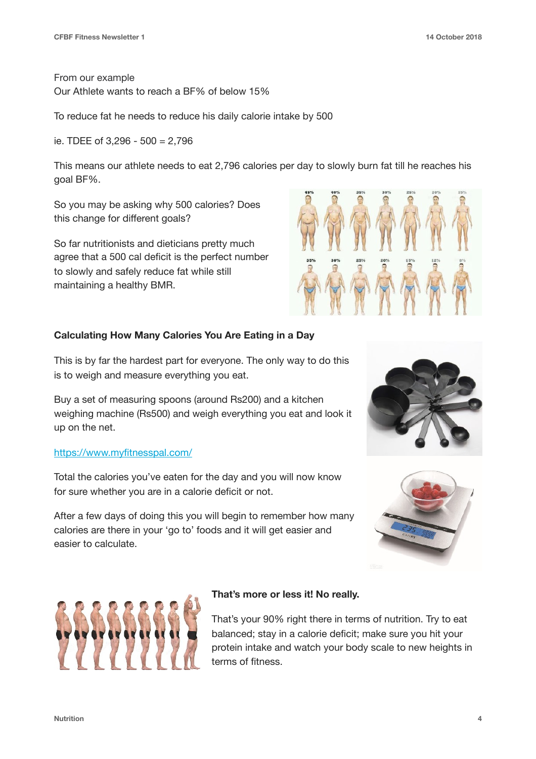From our example
Our Athlete wants to reach a BF% of below 15%

To reduce fat he needs to reduce his daily calorie intake by 500

ie. TDEE of 3,296 - 500 = 2,796

This means our athlete needs to eat 2,796 calories per day to slowly burn fat till he reaches his goal BF%.

So you may be asking why 500 calories? Does this change for different goals?

So far nutritionists and dieticians pretty much agree that a 500 cal deficit is the perfect number to slowly and safely reduce fat while still maintaining a healthy BMR.

**Calculating How Many Calories You Are Eating in a Day**

This is by far the hardest part for everyone. The only way to do this is to weigh and measure everything you eat.

Buy a set of measuring spoons (around Rs200) and a kitchen weighing machine (Rs500) and weigh everything you eat and look it up on the net.

[https://www.myfitnesspal.com/](https://www.myfitnesspal.com/)

Total the calories you've eaten for the day and you will now know for sure whether you are in a calorie deficit or not.

After a few days of doing this you will begin to remember how many calories are there in your 'go to' foods and it will get easier and easier to calculate.

**That's more or less it! No really.**

That's your 90% right there in terms of nutrition. Try to eat balanced; stay in a calorie deficit; make sure you hit your protein intake and watch your body scale to new heights in terms of fitness.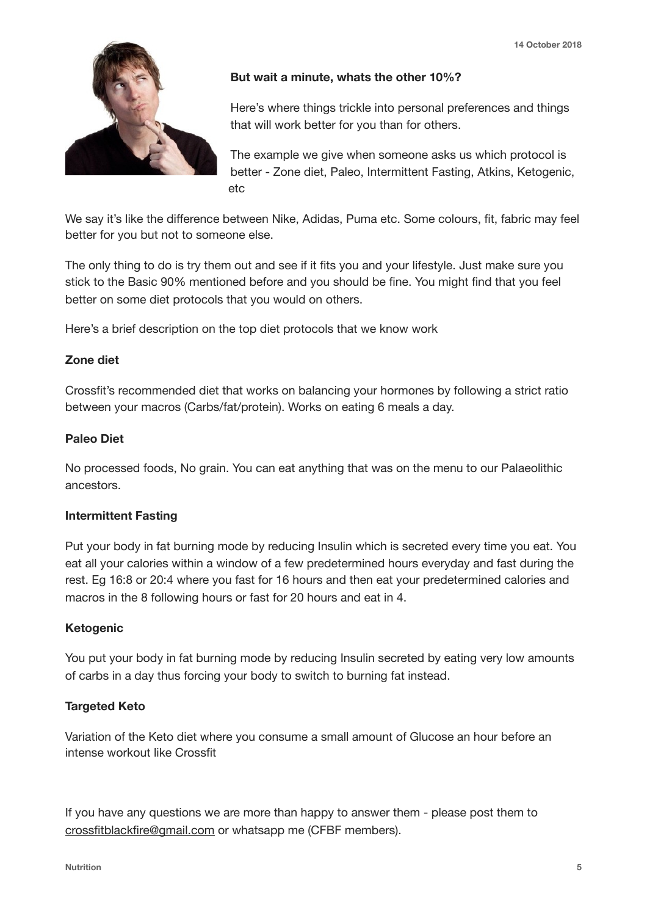**But wait a minute, whats the other 10%?**

Here's where things trickle into personal preferences and things that will work better for you than for others.

The example we give when someone asks us which protocol is better - Zone diet, Paleo, Intermittent Fasting, Atkins, Ketogenic, etc

We say it's like the difference between Nike, Adidas, Puma etc. Some colours, fit, fabric may feel better for you but not to someone else.

The only thing to do is try them out and see if it fits you and your lifestyle. Just make sure you stick to the Basic 90% mentioned before and you should be fine. You might find that you feel better on some diet protocols that you would on others.

Here's a brief description on the top diet protocols that we know work

**Zone diet**

Crossfit's recommended diet that works on balancing your hormones by following a strict ratio between your macros (Carbs/fat/protein). Works on eating 6 meals a day.

**Paleo Diet**

No processed foods, No grain. You can eat anything that was on the menu to our Palaeolithic ancestors.

**Intermittent Fasting**

Put your body in fat burning mode by reducing Insulin which is secreted every time you eat. You eat all your calories within a window of a few predetermined hours everyday and fast during the rest. Eg 16:8 or 20:4 where you fast for 16 hours and then eat your predetermined calories and macros in the 8 following hours or fast for 20 hours and eat in 4.

**Ketogenic**

You put your body in fat burning mode by reducing Insulin secreted by eating very low amounts of carbs in a day thus forcing your body to switch to burning fat instead.

**Targeted Keto**

Variation of the Keto diet where you consume a small amount of Glucose an hour before an intense workout like Crossfit

If you have any questions we are more than happy to answer them - please post them to crossfitblackfire@gmail.com or whatsapp me (CFBF members).